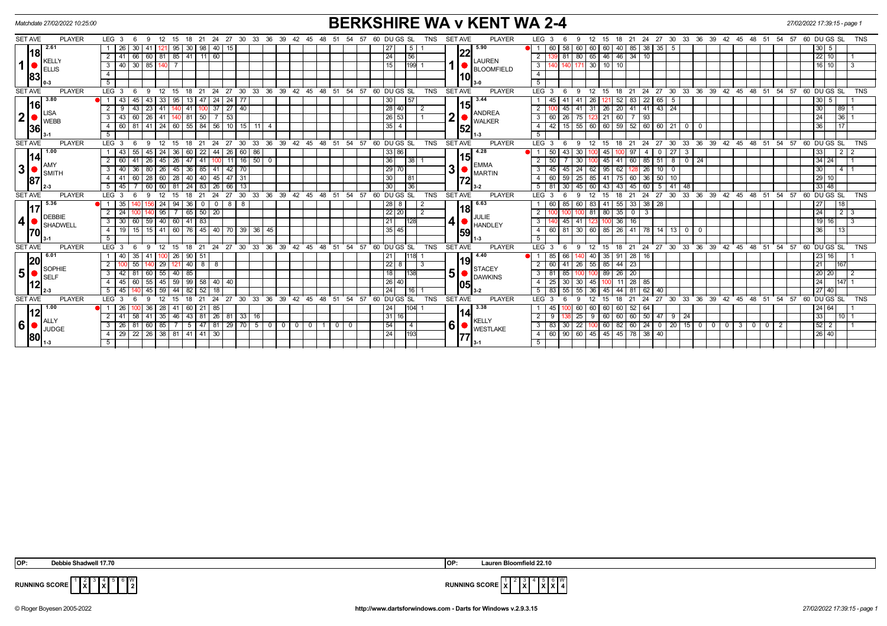Matchdate 27/02/2022 10:25:00

# BERKSHIRE WA v KENT WA 2-4

27/02/2022 17:39:15 - page 1

| SET AVE | PLAYER | LEG | 3 | 6 | 9 | 12 | 15 | 18 | 21 | 24 | 27 | 30 | 33 | 36 | 39 | 42 | 45 | 48 | 51 | 54 | 57 | 60 | DU | GS | SL | TNS | SET AVE | PLAYER | LEG | 3 | 6 | 9 | 12 | 15 | 18 | 21 | 24 | 27 | 30 | 33 | 36 | 39 | 42 | 45 | 48 | 51 | 54 | 57 | 60 | DU | GS | SL | TNS |
|---|---|---|---|---|---|---|---|---|---|---|---|---|---|---|---|---|---|---|---|---|---|---|---|---|---|---|---|---|---|---|---|---|---|---|---|---|---|---|---|---|---|---|---|---|---|---|---|---|---|---|---|---|---|
| 2.61 18 83 | 1 KELLY ELLIS 0-3 | 1 | 26 | 30 | 41 | 121 | 95 | 30 | 98 | 40 | 15 | | | | | | | | | | | | 27 | | 5 | 1 | 5.90 22 10 | 1 LAUREN BLOOMFIELD 3-0 | 1 | 60 | 58 | 60 | 60 | 60 | 40 | 85 | 38 | 35 | 5 | | | | | | | | | | | 30 | 5 | | |
| | | 2 | 41 | 66 | 60 | 81 | 85 | 41 | 11 | 60 | | | | | | | | | | | | | 24 | | 56 | | | | 2 | 139 | 81 | 80 | 65 | 46 | 46 | 34 | 10 | | | | | | | | | | | | | 22 | 10 | | 1 |
| | | 3 | 40 | 30 | 85 | 140 | 7 | | | | | | | | | | | | | | | | 15 | | 199 | 1 | | | 3 | 140 | 140 | 171 | 30 | 10 | 10 | | | | | | | | | | | | | | | 16 | 10 | | 3 |
| | | 4 | | | | | | | | | | | | | | | | | | | | | | | | | | | 4 | | | | | | | | | | | | | | | | | | | | | | | | |
| | | 5 | | | | | | | | | | | | | | | | | | | | | | | | | | | 5 | | | | | | | | | | | | | | | | | | | | | | | | |
| 3.80 16 36 | 2 LISA WEBB 3-1 | 1 | 43 | 45 | 43 | 33 | 95 | 13 | 47 | 24 | 24 | 77 | | | | | | | | | | | 30 | | 57 | | 3.44 15 52 | 2 ANDREA WALKER 1-3 | 1 | 45 | 41 | 41 | 26 | 121 | 52 | 83 | 22 | 65 | 5 | | | | | | | | | | | 30 | 5 | | 1 |
| | | 2 | 9 | 43 | 23 | 41 | 140 | 41 | 100 | 37 | 27 | 40 | | | | | | | | | | | 28 | 40 | | 2 | | | 2 | 100 | 45 | 41 | 31 | 26 | 20 | 41 | 41 | 43 | 24 | | | | | | | | | | | 30 | | 89 | 1 |
| | | 3 | 43 | 60 | 26 | 41 | 140 | 81 | 50 | 7 | 53 | | | | | | | | | | | | 26 | 53 | | 1 | | | 3 | 60 | 26 | 75 | 123 | 21 | 60 | 7 | 93 | | | | | | | | | | | | | 24 | | 36 | 1 |
| | | 4 | 60 | 81 | 41 | 24 | 60 | 55 | 84 | 56 | 10 | 15 | 11 | 4 | | | | | | | | | 35 | 4 | | | | | 4 | 42 | 15 | 55 | 60 | 60 | 59 | 52 | 60 | 60 | 21 | 0 | 0 | | | | | | | | | 36 | | 17 | |
| | | 5 | | | | | | | | | | | | | | | | | | | | | | | | | | | 5 | | | | | | | | | | | | | | | | | | | | | | | | |
| 1.00 14 87 | 3 AMY SMITH 2-3 | 1 | 43 | 55 | 45 | 24 | 36 | 60 | 22 | 44 | 26 | 60 | 86 | | | | | | | | | | 33 | 86 | | | 4.28 15 72 | 3 EMMA MARTIN 3-2 | 1 | 50 | 43 | 30 | 100 | 45 | 100 | 97 | 4 | 0 | 27 | 3 | | | | | | | | | | 33 | | 2 | 2 |
| | | 2 | 60 | 41 | 26 | 45 | 26 | 47 | 41 | 100 | 11 | 16 | 50 | 0 | | | | | | | | | 36 | | 38 | 1 | | | 2 | 50 | 7 | 30 | 100 | 45 | 41 | 60 | 85 | 51 | 8 | 0 | 24 | | | | | | | | | 34 | 24 | | 1 |
| | | 3 | 40 | 36 | 80 | 26 | 45 | 36 | 85 | 41 | 42 | 70 | | | | | | | | | | | 29 | 70 | | | | | 3 | 45 | 45 | 24 | 62 | 95 | 62 | 128 | 26 | 10 | 0 | | | | | | | | | | | 30 | | 4 | 1 |
| | | 4 | 41 | 60 | 28 | 60 | 28 | 40 | 40 | 45 | 47 | 31 | | | | | | | | | | | 30 | | 81 | | | | 4 | 60 | 59 | 25 | 85 | 41 | 75 | 60 | 36 | 50 | 10 | | | | | | | | | | | 29 | 10 | | |
| | | 5 | 45 | 7 | 60 | 60 | 81 | 24 | 83 | 26 | 66 | 13 | | | | | | | | | | | 30 | | 36 | | | | 5 | 81 | 30 | 45 | 60 | 43 | 43 | 45 | 60 | 5 | 41 | 48 | | | | | | | | | | 33 | 48 | | |
| 5.36 17 70 | 4 DEBBIE SHADWELL 3-1 | 1 | 35 | 140 | 156 | 24 | 94 | 36 | 0 | 0 | 8 | 8 | | | | | | | | | | | 28 | 8 | | 2 | 6.63 18 59 | 4 JULIE HANDLEY 1-3 | 1 | 60 | 85 | 60 | 83 | 41 | 55 | 33 | 38 | 28 | | | | | | | | | | | | 27 | | 18 | |
| | | 2 | 24 | 100 | 140 | 95 | 7 | 65 | 50 | 20 | | | | | | | | | | | | | 22 | 20 | | 2 | | | 2 | 100 | 100 | 100 | 81 | 80 | 35 | 0 | 3 | | | | | | | | | | | | | 24 | | 2 | 3 |
| | | 3 | 30 | 60 | 59 | 40 | 60 | 41 | 83 | | | | | | | | | | | | | | 21 | | 128 | | | | 3 | 140 | 45 | 41 | 123 | 100 | 36 | 16 | | | | | | | | | | | | | | 19 | 16 | | 3 |
| | | 4 | 19 | 15 | 15 | 41 | 60 | 76 | 45 | 40 | 70 | 39 | 36 | 45 | | | | | | | | | 35 | 45 | | | | | 4 | 60 | 81 | 30 | 60 | 85 | 26 | 41 | 78 | 14 | 13 | 0 | 0 | | | | | | | | | 36 | | 13 | |
| | | 5 | | | | | | | | | | | | | | | | | | | | | | | | | | | 5 | | | | | | | | | | | | | | | | | | | | | | | | |
| 6.01 20 12 | 5 SOPHIE SELF 2-3 | 1 | 40 | 35 | 41 | 100 | 26 | 90 | 51 | | | | | | | | | | | | | | 21 | | 118 | 1 | 4.40 19 05 | 5 STACEY DAWKINS 3-2 | 1 | 85 | 66 | 140 | 40 | 35 | 91 | 28 | 16 | | | | | | | | | | | | | 23 | 16 | | 1 |
| | | 2 | 100 | 55 | 140 | 29 | 121 | 40 | 8 | 8 | | | | | | | | | | | | | 22 | 8 | | 3 | | | 2 | 60 | 41 | 26 | 55 | 85 | 44 | 23 | | | | | | | | | | | | | | 21 | | 167 | |
| | | 3 | 42 | 81 | 60 | 55 | 40 | 85 | | | | | | | | | | | | | | | 18 | | 138 | | | | 3 | 81 | 85 | 100 | 100 | 89 | 26 | 20 | | | | | | | | | | | | | | 20 | 20 | | 2 |
| | | 4 | 45 | 60 | 55 | 45 | 59 | 99 | 58 | 40 | 40 | | | | | | | | | | | | 26 | 40 | | | | | 4 | 25 | 30 | 30 | 45 | 100 | 11 | 28 | 85 | | | | | | | | | | | | | 24 | | 147 | 1 |
| | | 5 | 45 | 140 | 45 | 59 | 44 | 82 | 52 | 18 | | | | | | | | | | | | | 24 | | 16 | 1 | | | 5 | 83 | 55 | 55 | 36 | 45 | 44 | 81 | 62 | 40 | | | | | | | | | | | | 27 | 40 | | |
| 1.00 12 80 | 6 ALLY JUDGE 1-3 | 1 | 26 | 100 | 36 | 28 | 41 | 60 | 21 | 85 | | | | | | | | | | | | | 24 | | 104 | 1 | 3.38 14 77 | 6 KELLY WESTLAKE 3-1 | 1 | 45 | 100 | 60 | 60 | 60 | 60 | 52 | 64 | | | | | | | | | | | | | 24 | 64 | | 1 |
| | | 2 | 41 | 58 | 41 | 35 | 46 | 43 | 81 | 26 | 81 | 33 | 16 | | | | | | | | | | 31 | 16 | | | | | 2 | 9 | 138 | 25 | 9 | 60 | 60 | 60 | 50 | 47 | 9 | 24 | | | | | | | | | | 33 | | 10 | 1 |
| | | 3 | 26 | 81 | 60 | 85 | 7 | 5 | 47 | 81 | 29 | 70 | 5 | 0 | 0 | 0 | 0 | 1 | 0 | 0 | | | 54 | | 4 | | | | 3 | 83 | 30 | 22 | 100 | 60 | 82 | 60 | 24 | 0 | 20 | 15 | 0 | 0 | 0 | 3 | 0 | 0 | 2 | | | 52 | 2 | | 1 |
| | | 4 | 29 | 22 | 26 | 38 | 81 | 41 | 41 | 30 | | | | | | | | | | | | | 24 | | 193 | | | | 4 | 60 | 90 | 60 | 45 | 45 | 45 | 78 | 38 | 40 | | | | | | | | | | | | 26 | 40 | | |
| | | 5 | | | | | | | | | | | | | | | | | | | | | | | | | | | 5 | | | | | | | | | | | | | | | | | | | | | | | | |

OP: Debbie Shadwell 17.70

OP: Lauren Bloomfield 22.10

RUNNING SCORE (Berkshire): 1: -, 2: X, 3: -, 4: X, 5: -, 6: -, W: 2

RUNNING SCORE (Kent): 1: X, 2: -, 3: X, 4: -, 5: X, 6: X, W: 4

© Roger Boyesen 2005-2022 http://www.dartsforwindows.com - Darts for Windows v.2.9.3.15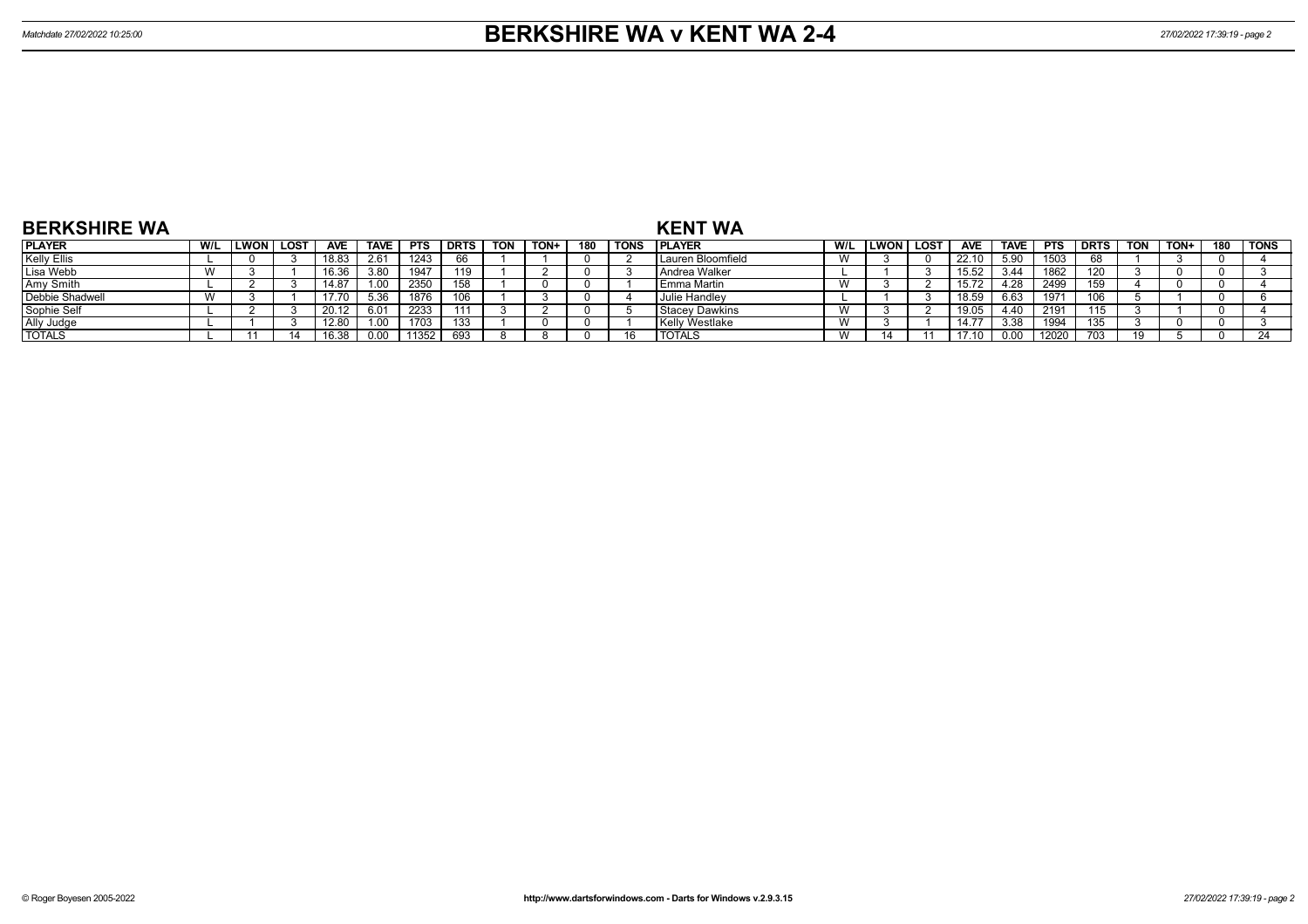# BERKSHIRE WA v KENT WA 2-4

Matchdate 27/02/2022 10:25:00

## BERKSHIRE WA

| PLAYER | W/L | LWON | LOST | AVE | TAVE | PTS | DRTS | TON | TON+ | 180 | TONS |
|---|---|---|---|---|---|---|---|---|---|---|---|
| Kelly Ellis | L | 0 | 3 | 18.83 | 2.61 | 1243 | 66 | 1 | 1 | 0 | 2 |
| Lisa Webb | W | 3 | 1 | 16.36 | 3.80 | 1947 | 119 | 1 | 2 | 0 | 3 |
| Amy Smith | L | 2 | 3 | 14.87 | 1.00 | 2350 | 158 | 1 | 0 | 0 | 1 |
| Debbie Shadwell | W | 3 | 1 | 17.70 | 5.36 | 1876 | 106 | 1 | 3 | 0 | 4 |
| Sophie Self | L | 2 | 3 | 20.12 | 6.01 | 2233 | 111 | 3 | 2 | 0 | 5 |
| Ally Judge | L | 1 | 3 | 12.80 | 1.00 | 1703 | 133 | 1 | 0 | 0 | 1 |
| TOTALS | L | 11 | 14 | 16.38 | 0.00 | 11352 | 693 | 8 | 8 | 0 | 16 |

## KENT WA

| PLAYER | W/L | LWON | LOST | AVE | TAVE | PTS | DRTS | TON | TON+ | 180 | TONS |
|---|---|---|---|---|---|---|---|---|---|---|---|
| Lauren Bloomfield | W | 3 | 0 | 22.10 | 5.90 | 1503 | 68 | 1 | 3 | 0 | 4 |
| Andrea Walker | L | 1 | 3 | 15.52 | 3.44 | 1862 | 120 | 3 | 0 | 0 | 3 |
| Emma Martin | W | 3 | 2 | 15.72 | 4.28 | 2499 | 159 | 4 | 0 | 0 | 4 |
| Julie Handley | L | 1 | 3 | 18.59 | 6.63 | 1971 | 106 | 5 | 1 | 0 | 6 |
| Stacey Dawkins | W | 3 | 2 | 19.05 | 4.40 | 2191 | 115 | 3 | 1 | 0 | 4 |
| Kelly Westlake | W | 3 | 1 | 14.77 | 3.38 | 1994 | 135 | 3 | 0 | 0 | 3 |
| TOTALS | W | 14 | 11 | 17.10 | 0.00 | 12020 | 703 | 19 | 5 | 0 | 24 |